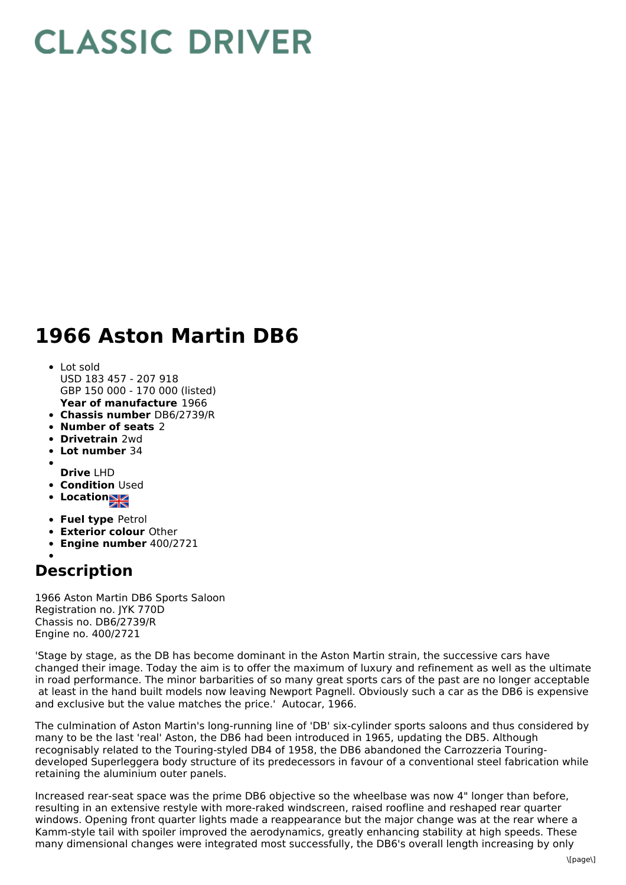CLASSIC DRIVER

# 1966 Aston Martin DB6

- Lot sold
  USD 183 457 - 207 918
  GBP 150 000 - 170 000 (listed)
  **Year of manufacture** 1966
- **Chassis number** DB6/2739/R
- **Number of seats** 2
- **Drivetrain** 2wd
- **Lot number** 34
- **Drive** LHD
- **Condition** Used
- **Location**
- **Fuel type** Petrol
- **Exterior colour** Other
- **Engine number** 400/2721

## Description

1966 Aston Martin DB6 Sports Saloon
Registration no. JYK 770D
Chassis no. DB6/2739/R
Engine no. 400/2721

'Stage by stage, as the DB has become dominant in the Aston Martin strain, the successive cars have changed their image. Today the aim is to offer the maximum of luxury and refinement as well as the ultimate in road performance. The minor barbarities of so many great sports cars of the past are no longer acceptable at least in the hand built models now leaving Newport Pagnell. Obviously such a car as the DB6 is expensive and exclusive but the value matches the price.' Autocar, 1966.

The culmination of Aston Martin's long-running line of 'DB' six-cylinder sports saloons and thus considered by many to be the last 'real' Aston, the DB6 had been introduced in 1965, updating the DB5. Although recognisably related to the Touring-styled DB4 of 1958, the DB6 abandoned the Carrozzeria Touring-developed Superleggera body structure of its predecessors in favour of a conventional steel fabrication while retaining the aluminium outer panels.

Increased rear-seat space was the prime DB6 objective so the wheelbase was now 4" longer than before, resulting in an extensive restyle with more-raked windscreen, raised roofline and reshaped rear quarter windows. Opening front quarter lights made a reappearance but the major change was at the rear where a Kamm-style tail with spoiler improved the aerodynamics, greatly enhancing stability at high speeds. These many dimensional changes were integrated most successfully, the DB6's overall length increasing by only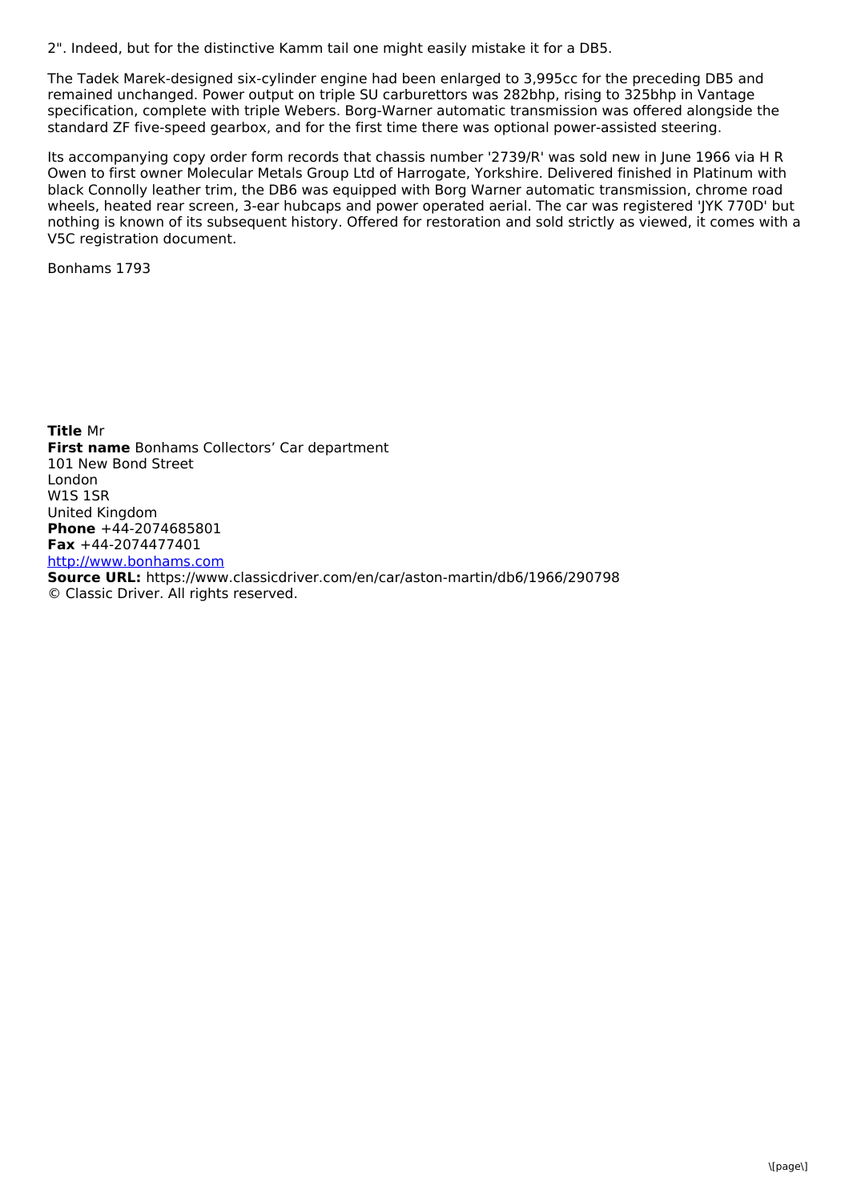2". Indeed, but for the distinctive Kamm tail one might easily mistake it for a DB5.

The Tadek Marek-designed six-cylinder engine had been enlarged to 3,995cc for the preceding DB5 and remained unchanged. Power output on triple SU carburettors was 282bhp, rising to 325bhp in Vantage specification, complete with triple Webers. Borg-Warner automatic transmission was offered alongside the standard ZF five-speed gearbox, and for the first time there was optional power-assisted steering.

Its accompanying copy order form records that chassis number '2739/R' was sold new in June 1966 via H R Owen to first owner Molecular Metals Group Ltd of Harrogate, Yorkshire. Delivered finished in Platinum with black Connolly leather trim, the DB6 was equipped with Borg Warner automatic transmission, chrome road wheels, heated rear screen, 3-ear hubcaps and power operated aerial. The car was registered 'JYK 770D' but nothing is known of its subsequent history. Offered for restoration and sold strictly as viewed, it comes with a V5C registration document.

Bonhams 1793

**Title** Mr
**First name** Bonhams Collectors' Car department
101 New Bond Street
London
W1S 1SR
United Kingdom
**Phone** +44-2074685801
**Fax** +44-2074477401
http://www.bonhams.com
**Source URL:** https://www.classicdriver.com/en/car/aston-martin/db6/1966/290798
© Classic Driver. All rights reserved.